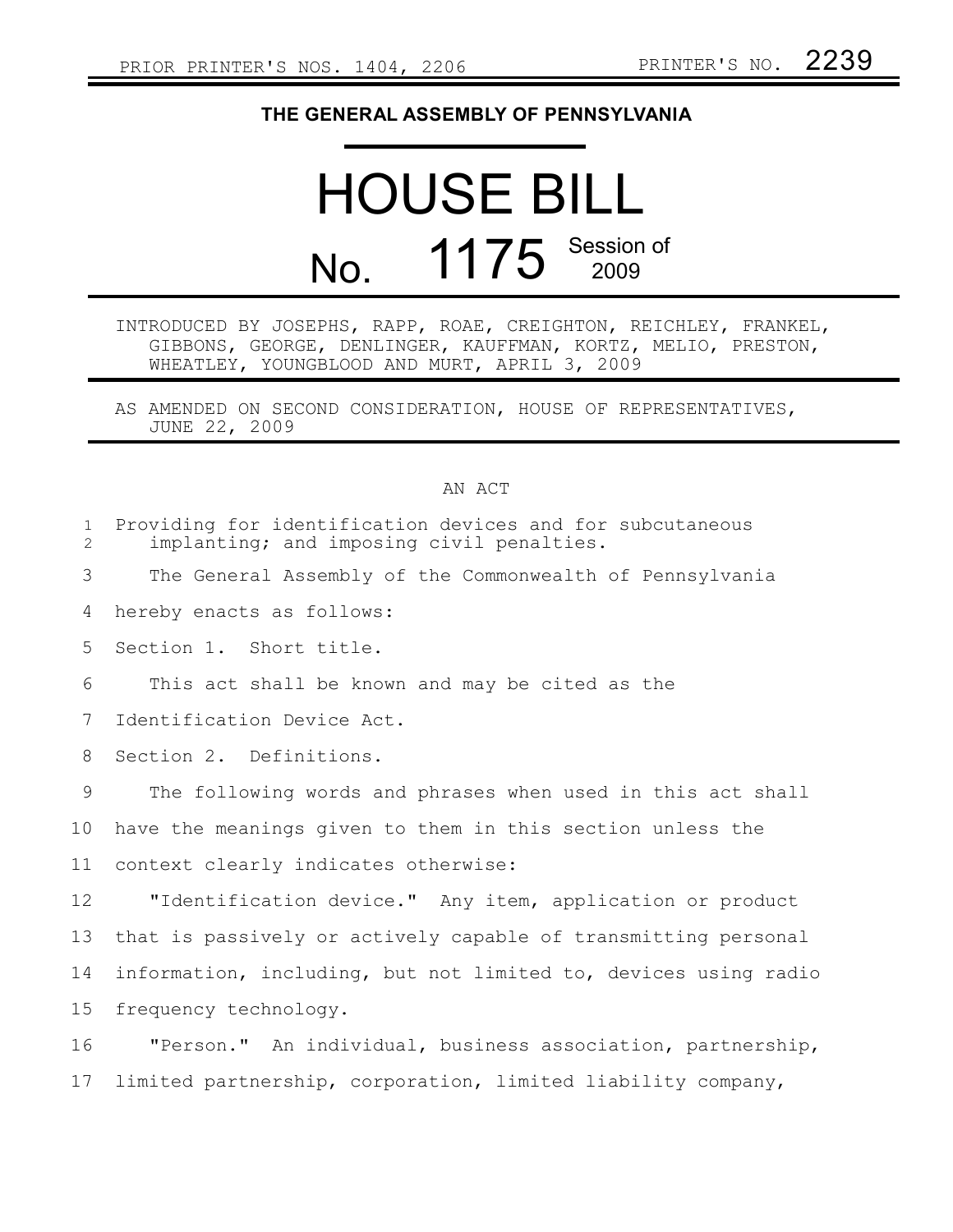PRIOR PRINTER'S NOS. 1404, 2206 PRINTER'S NO. 2239

# THE GENERAL ASSEMBLY OF PENNSYLVANIA

# HOUSE BILL No. 1175 Session of 2009

INTRODUCED BY JOSEPHS, RAPP, ROAE, CREIGHTON, REICHLEY, FRANKEL, GIBBONS, GEORGE, DENLINGER, KAUFFMAN, KORTZ, MELIO, PRESTON, WHEATLEY, YOUNGBLOOD AND MURT, APRIL 3, 2009

AS AMENDED ON SECOND CONSIDERATION, HOUSE OF REPRESENTATIVES, JUNE 22, 2009

AN ACT

Providing for identification devices and for subcutaneous implanting; and imposing civil penalties.

The General Assembly of the Commonwealth of Pennsylvania hereby enacts as follows:

Section 1. Short title.

This act shall be known and may be cited as the Identification Device Act.

Section 2. Definitions.

The following words and phrases when used in this act shall have the meanings given to them in this section unless the context clearly indicates otherwise:

"Identification device." Any item, application or product that is passively or actively capable of transmitting personal information, including, but not limited to, devices using radio frequency technology.

"Person." An individual, business association, partnership, limited partnership, corporation, limited liability company,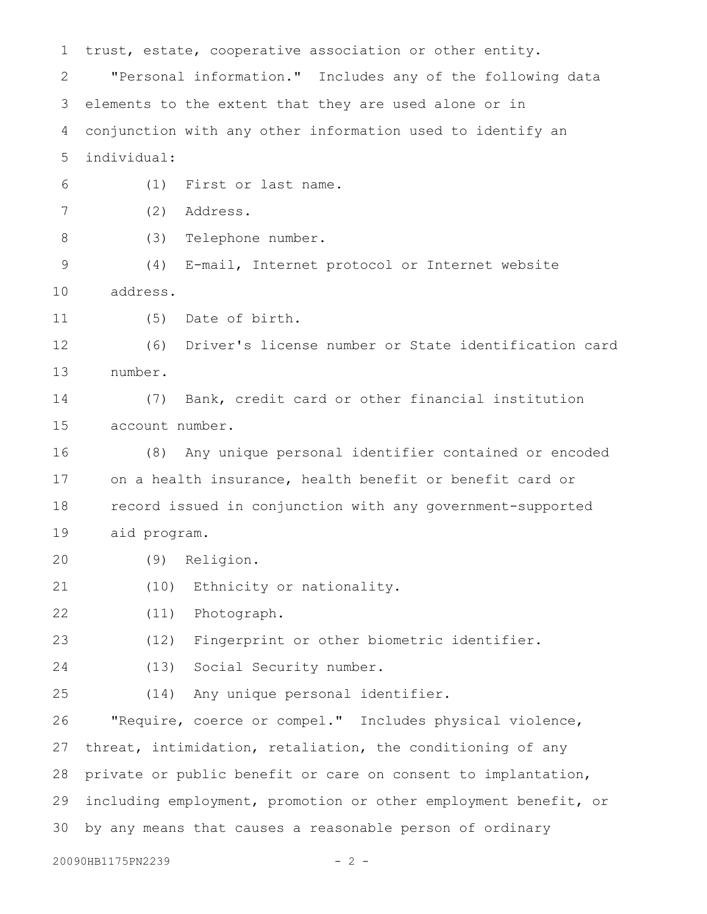trust, estate, cooperative association or other entity.

"Personal information." Includes any of the following data elements to the extent that they are used alone or in conjunction with any other information used to identify an individual:

(1) First or last name.

(2) Address.

(3) Telephone number.

(4) E-mail, Internet protocol or Internet website address.

(5) Date of birth.

(6) Driver's license number or State identification card number.

(7) Bank, credit card or other financial institution account number.

(8) Any unique personal identifier contained or encoded on a health insurance, health benefit or benefit card or record issued in conjunction with any government-supported aid program.

(9) Religion.

(10) Ethnicity or nationality.

(11) Photograph.

(12) Fingerprint or other biometric identifier.

(13) Social Security number.

(14) Any unique personal identifier.

"Require, coerce or compel." Includes physical violence, threat, intimidation, retaliation, the conditioning of any private or public benefit or care on consent to implantation, including employment, promotion or other employment benefit, or by any means that causes a reasonable person of ordinary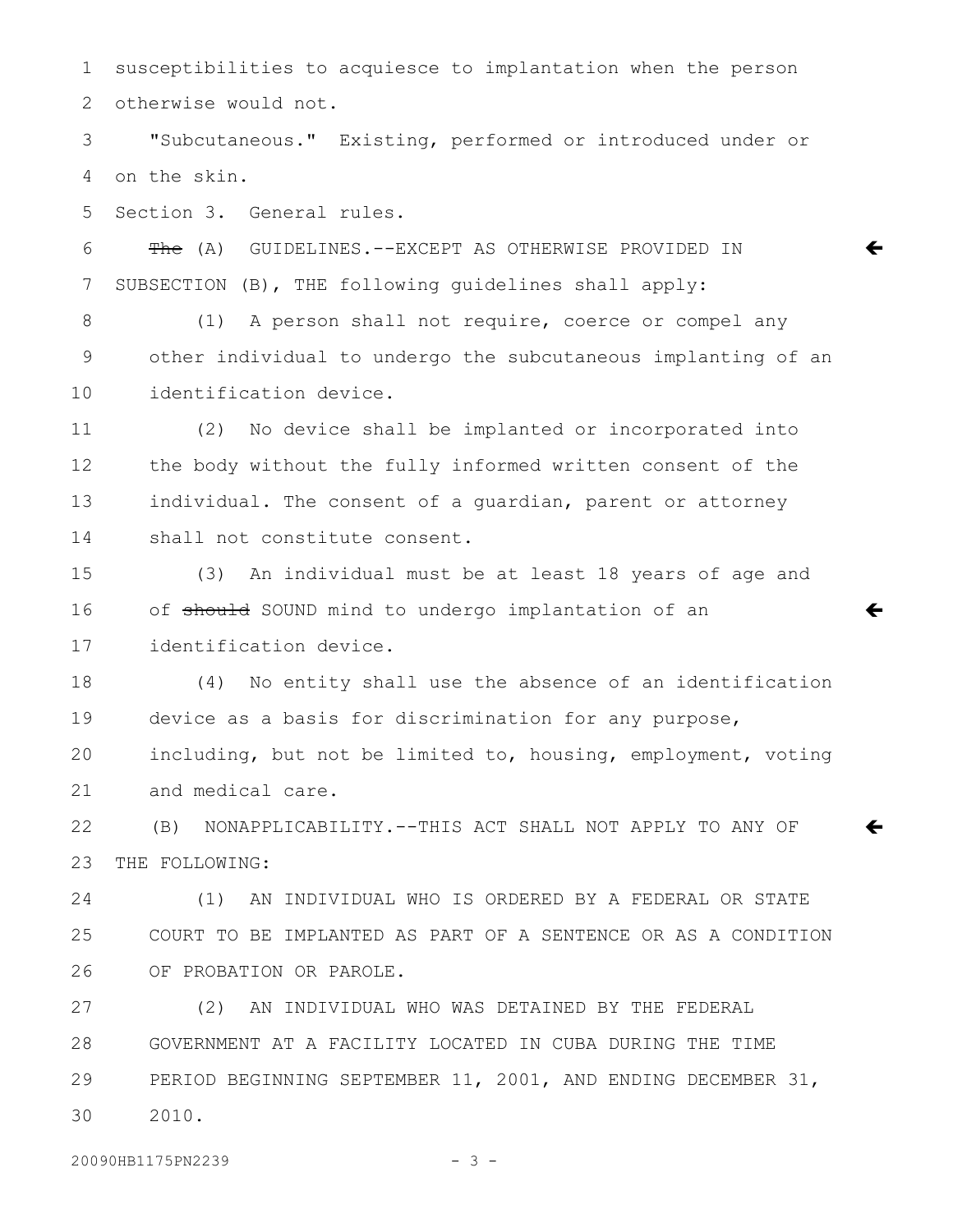susceptibilities to acquiesce to implantation when the person otherwise would not.

"Subcutaneous." Existing, performed or introduced under or on the skin.

Section 3. General rules.

~~The~~ (A) GUIDELINES.--EXCEPT AS OTHERWISE PROVIDED IN SUBSECTION (B), THE following guidelines shall apply:

(1) A person shall not require, coerce or compel any other individual to undergo the subcutaneous implanting of an identification device.

(2) No device shall be implanted or incorporated into the body without the fully informed written consent of the individual. The consent of a guardian, parent or attorney shall not constitute consent.

(3) An individual must be at least 18 years of age and of ~~should~~ SOUND mind to undergo implantation of an identification device.

(4) No entity shall use the absence of an identification device as a basis for discrimination for any purpose, including, but not be limited to, housing, employment, voting and medical care.

(B) NONAPPLICABILITY.--THIS ACT SHALL NOT APPLY TO ANY OF THE FOLLOWING:

(1) AN INDIVIDUAL WHO IS ORDERED BY A FEDERAL OR STATE COURT TO BE IMPLANTED AS PART OF A SENTENCE OR AS A CONDITION OF PROBATION OR PAROLE.

(2) AN INDIVIDUAL WHO WAS DETAINED BY THE FEDERAL GOVERNMENT AT A FACILITY LOCATED IN CUBA DURING THE TIME PERIOD BEGINNING SEPTEMBER 11, 2001, AND ENDING DECEMBER 31, 2010.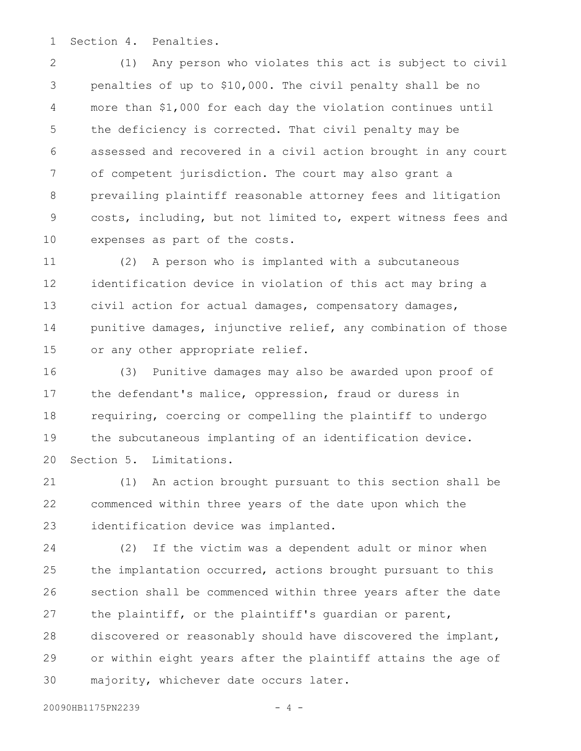Section 4. Penalties.

(1) Any person who violates this act is subject to civil penalties of up to $10,000. The civil penalty shall be no more than $1,000 for each day the violation continues until the deficiency is corrected. That civil penalty may be assessed and recovered in a civil action brought in any court of competent jurisdiction. The court may also grant a prevailing plaintiff reasonable attorney fees and litigation costs, including, but not limited to, expert witness fees and expenses as part of the costs.

(2) A person who is implanted with a subcutaneous identification device in violation of this act may bring a civil action for actual damages, compensatory damages, punitive damages, injunctive relief, any combination of those or any other appropriate relief.

(3) Punitive damages may also be awarded upon proof of the defendant's malice, oppression, fraud or duress in requiring, coercing or compelling the plaintiff to undergo the subcutaneous implanting of an identification device.

Section 5. Limitations.

(1) An action brought pursuant to this section shall be commenced within three years of the date upon which the identification device was implanted.

(2) If the victim was a dependent adult or minor when the implantation occurred, actions brought pursuant to this section shall be commenced within three years after the date the plaintiff, or the plaintiff's guardian or parent, discovered or reasonably should have discovered the implant, or within eight years after the plaintiff attains the age of majority, whichever date occurs later.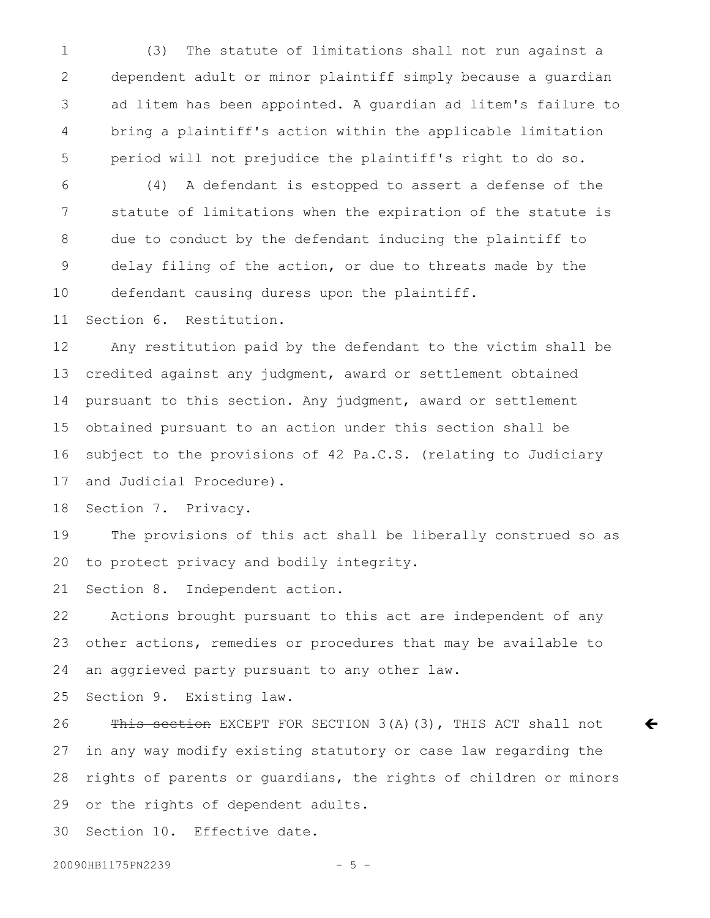(3) The statute of limitations shall not run against a dependent adult or minor plaintiff simply because a guardian ad litem has been appointed. A guardian ad litem's failure to bring a plaintiff's action within the applicable limitation period will not prejudice the plaintiff's right to do so.

(4) A defendant is estopped to assert a defense of the statute of limitations when the expiration of the statute is due to conduct by the defendant inducing the plaintiff to delay filing of the action, or due to threats made by the defendant causing duress upon the plaintiff.

Section 6. Restitution.

Any restitution paid by the defendant to the victim shall be credited against any judgment, award or settlement obtained pursuant to this section. Any judgment, award or settlement obtained pursuant to an action under this section shall be subject to the provisions of 42 Pa.C.S. (relating to Judiciary and Judicial Procedure).

Section 7. Privacy.

The provisions of this act shall be liberally construed so as to protect privacy and bodily integrity.

Section 8. Independent action.

Actions brought pursuant to this act are independent of any other actions, remedies or procedures that may be available to an aggrieved party pursuant to any other law.

Section 9. Existing law.

~~This section~~ EXCEPT FOR SECTION 3(A)(3), THIS ACT shall not in any way modify existing statutory or case law regarding the rights of parents or guardians, the rights of children or minors or the rights of dependent adults.

Section 10. Effective date.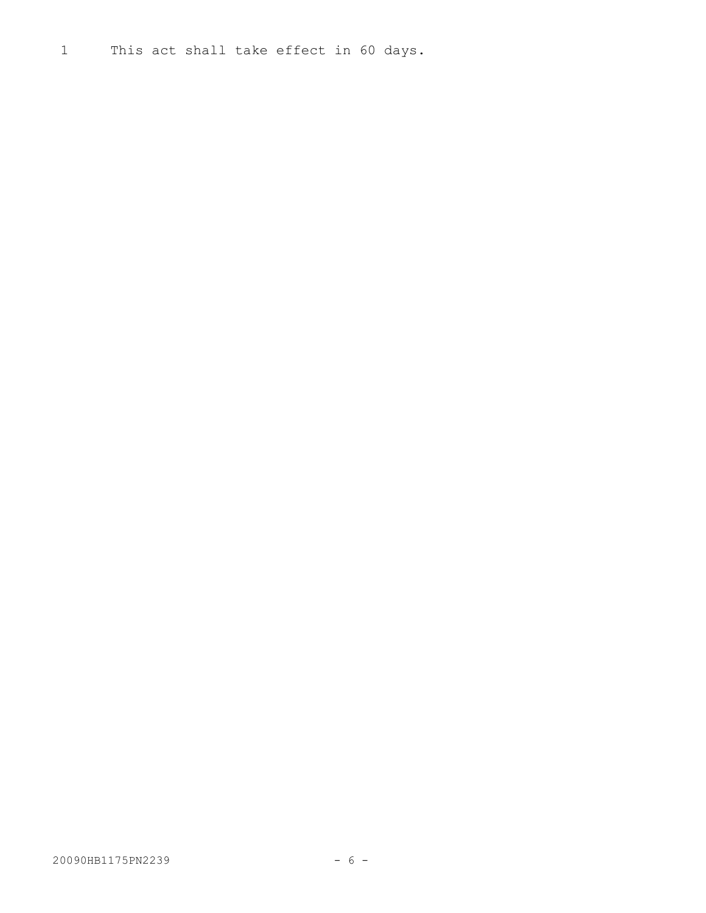This act shall take effect in 60 days.